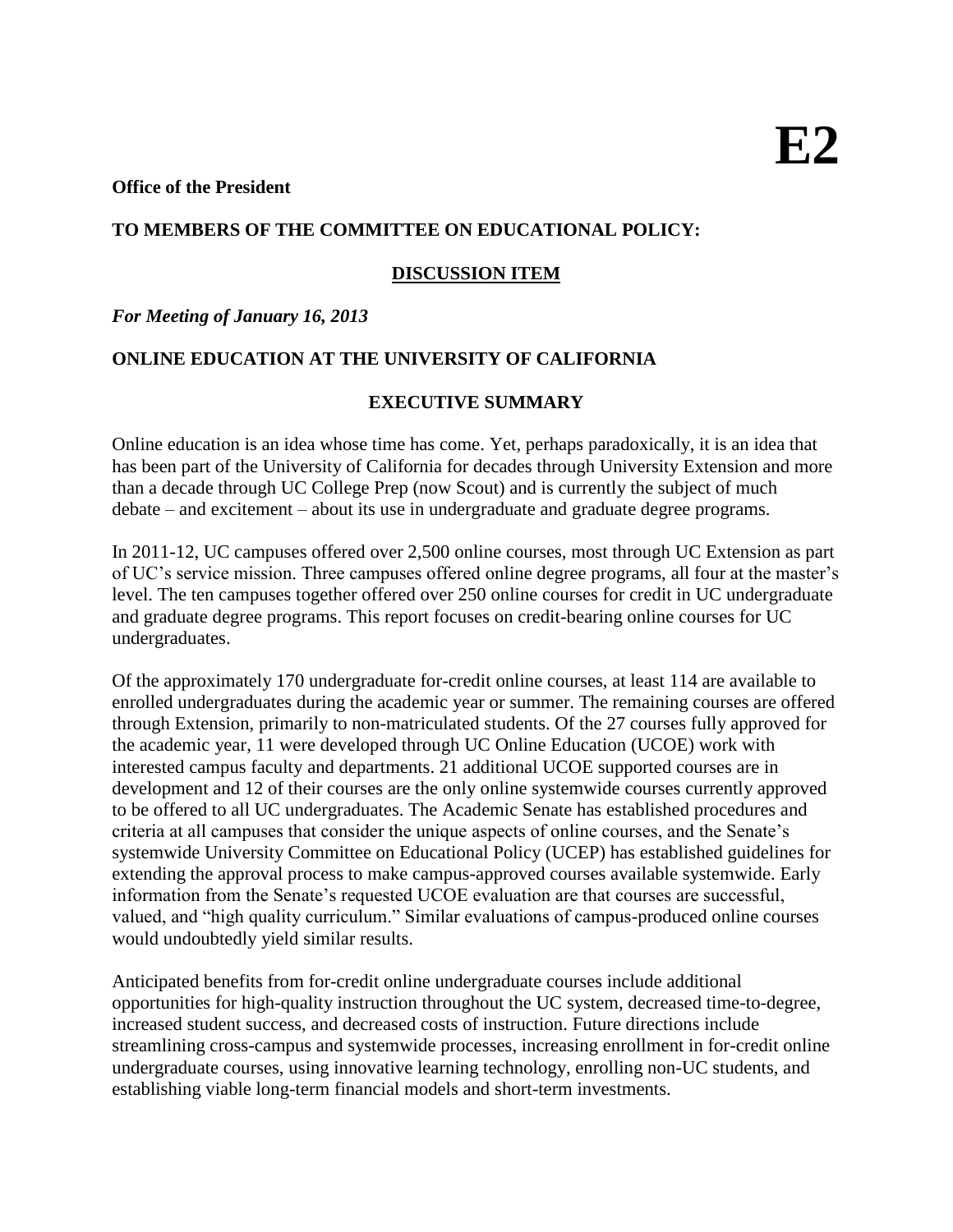# E2

**Office of the President**

**TO MEMBERS OF THE COMMITTEE ON EDUCATIONAL POLICY:**

**DISCUSSION ITEM**

***For Meeting of January 16, 2013***

## ONLINE EDUCATION AT THE UNIVERSITY OF CALIFORNIA

### EXECUTIVE SUMMARY

Online education is an idea whose time has come. Yet, perhaps paradoxically, it is an idea that has been part of the University of California for decades through University Extension and more than a decade through UC College Prep (now Scout) and is currently the subject of much debate – and excitement – about its use in undergraduate and graduate degree programs.

In 2011-12, UC campuses offered over 2,500 online courses, most through UC Extension as part of UC's service mission. Three campuses offered online degree programs, all four at the master's level. The ten campuses together offered over 250 online courses for credit in UC undergraduate and graduate degree programs. This report focuses on credit-bearing online courses for UC undergraduates.

Of the approximately 170 undergraduate for-credit online courses, at least 114 are available to enrolled undergraduates during the academic year or summer. The remaining courses are offered through Extension, primarily to non-matriculated students. Of the 27 courses fully approved for the academic year, 11 were developed through UC Online Education (UCOE) work with interested campus faculty and departments. 21 additional UCOE supported courses are in development and 12 of their courses are the only online systemwide courses currently approved to be offered to all UC undergraduates. The Academic Senate has established procedures and criteria at all campuses that consider the unique aspects of online courses, and the Senate's systemwide University Committee on Educational Policy (UCEP) has established guidelines for extending the approval process to make campus-approved courses available systemwide. Early information from the Senate's requested UCOE evaluation are that courses are successful, valued, and "high quality curriculum." Similar evaluations of campus-produced online courses would undoubtedly yield similar results.

Anticipated benefits from for-credit online undergraduate courses include additional opportunities for high-quality instruction throughout the UC system, decreased time-to-degree, increased student success, and decreased costs of instruction. Future directions include streamlining cross-campus and systemwide processes, increasing enrollment in for-credit online undergraduate courses, using innovative learning technology, enrolling non-UC students, and establishing viable long-term financial models and short-term investments.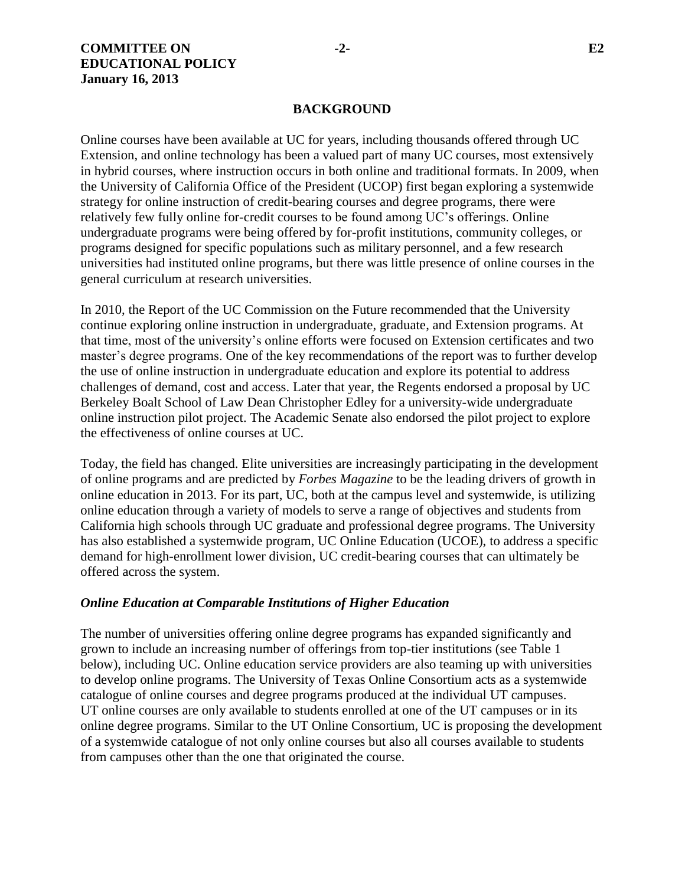## BACKGROUND

Online courses have been available at UC for years, including thousands offered through UC Extension, and online technology has been a valued part of many UC courses, most extensively in hybrid courses, where instruction occurs in both online and traditional formats. In 2009, when the University of California Office of the President (UCOP) first began exploring a systemwide strategy for online instruction of credit-bearing courses and degree programs, there were relatively few fully online for-credit courses to be found among UC's offerings. Online undergraduate programs were being offered by for-profit institutions, community colleges, or programs designed for specific populations such as military personnel, and a few research universities had instituted online programs, but there was little presence of online courses in the general curriculum at research universities.

In 2010, the Report of the UC Commission on the Future recommended that the University continue exploring online instruction in undergraduate, graduate, and Extension programs. At that time, most of the university's online efforts were focused on Extension certificates and two master's degree programs. One of the key recommendations of the report was to further develop the use of online instruction in undergraduate education and explore its potential to address challenges of demand, cost and access. Later that year, the Regents endorsed a proposal by UC Berkeley Boalt School of Law Dean Christopher Edley for a university-wide undergraduate online instruction pilot project. The Academic Senate also endorsed the pilot project to explore the effectiveness of online courses at UC.

Today, the field has changed. Elite universities are increasingly participating in the development of online programs and are predicted by *Forbes Magazine* to be the leading drivers of growth in online education in 2013. For its part, UC, both at the campus level and systemwide, is utilizing online education through a variety of models to serve a range of objectives and students from California high schools through UC graduate and professional degree programs. The University has also established a systemwide program, UC Online Education (UCOE), to address a specific demand for high-enrollment lower division, UC credit-bearing courses that can ultimately be offered across the system.

### *Online Education at Comparable Institutions of Higher Education*

The number of universities offering online degree programs has expanded significantly and grown to include an increasing number of offerings from top-tier institutions (see Table 1 below), including UC. Online education service providers are also teaming up with universities to develop online programs. The University of Texas Online Consortium acts as a systemwide catalogue of online courses and degree programs produced at the individual UT campuses. UT online courses are only available to students enrolled at one of the UT campuses or in its online degree programs. Similar to the UT Online Consortium, UC is proposing the development of a systemwide catalogue of not only online courses but also all courses available to students from campuses other than the one that originated the course.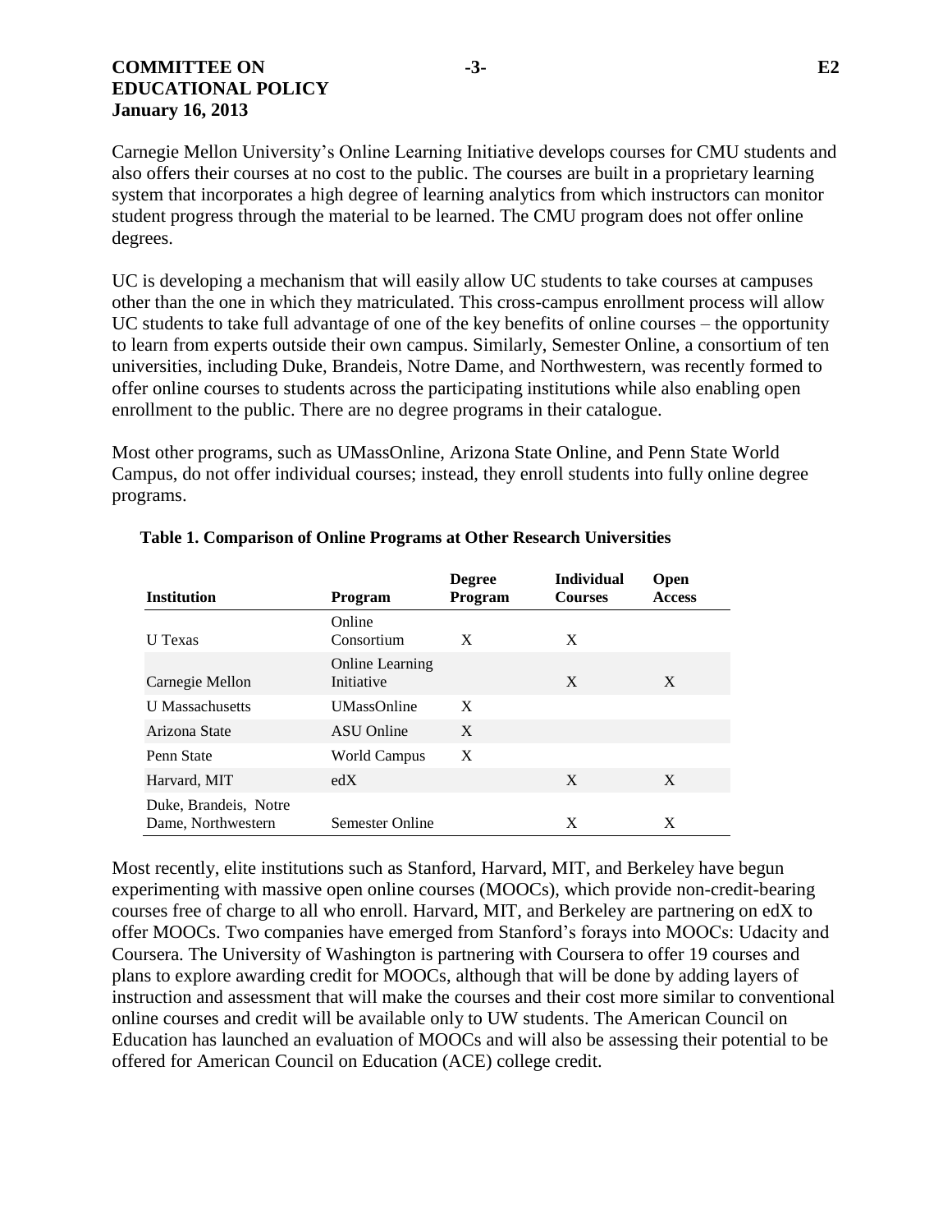Carnegie Mellon University's Online Learning Initiative develops courses for CMU students and also offers their courses at no cost to the public. The courses are built in a proprietary learning system that incorporates a high degree of learning analytics from which instructors can monitor student progress through the material to be learned. The CMU program does not offer online degrees.

UC is developing a mechanism that will easily allow UC students to take courses at campuses other than the one in which they matriculated. This cross-campus enrollment process will allow UC students to take full advantage of one of the key benefits of online courses – the opportunity to learn from experts outside their own campus. Similarly, Semester Online, a consortium of ten universities, including Duke, Brandeis, Notre Dame, and Northwestern, was recently formed to offer online courses to students across the participating institutions while also enabling open enrollment to the public. There are no degree programs in their catalogue.

Most other programs, such as UMassOnline, Arizona State Online, and Penn State World Campus, do not offer individual courses; instead, they enroll students into fully online degree programs.

**Table 1. Comparison of Online Programs at Other Research Universities**

| Institution | Program | Degree Program | Individual Courses | Open Access |
|---|---|---|---|---|
| U Texas | Online Consortium | X | X | |
| Carnegie Mellon | Online Learning Initiative | | X | X |
| U Massachusetts | UMassOnline | X | | |
| Arizona State | ASU Online | X | | |
| Penn State | World Campus | X | | |
| Harvard, MIT | edX | | X | X |
| Duke, Brandeis, Notre Dame, Northwestern | Semester Online | | X | X |

Most recently, elite institutions such as Stanford, Harvard, MIT, and Berkeley have begun experimenting with massive open online courses (MOOCs), which provide non-credit-bearing courses free of charge to all who enroll. Harvard, MIT, and Berkeley are partnering on edX to offer MOOCs. Two companies have emerged from Stanford's forays into MOOCs: Udacity and Coursera. The University of Washington is partnering with Coursera to offer 19 courses and plans to explore awarding credit for MOOCs, although that will be done by adding layers of instruction and assessment that will make the courses and their cost more similar to conventional online courses and credit will be available only to UW students. The American Council on Education has launched an evaluation of MOOCs and will also be assessing their potential to be offered for American Council on Education (ACE) college credit.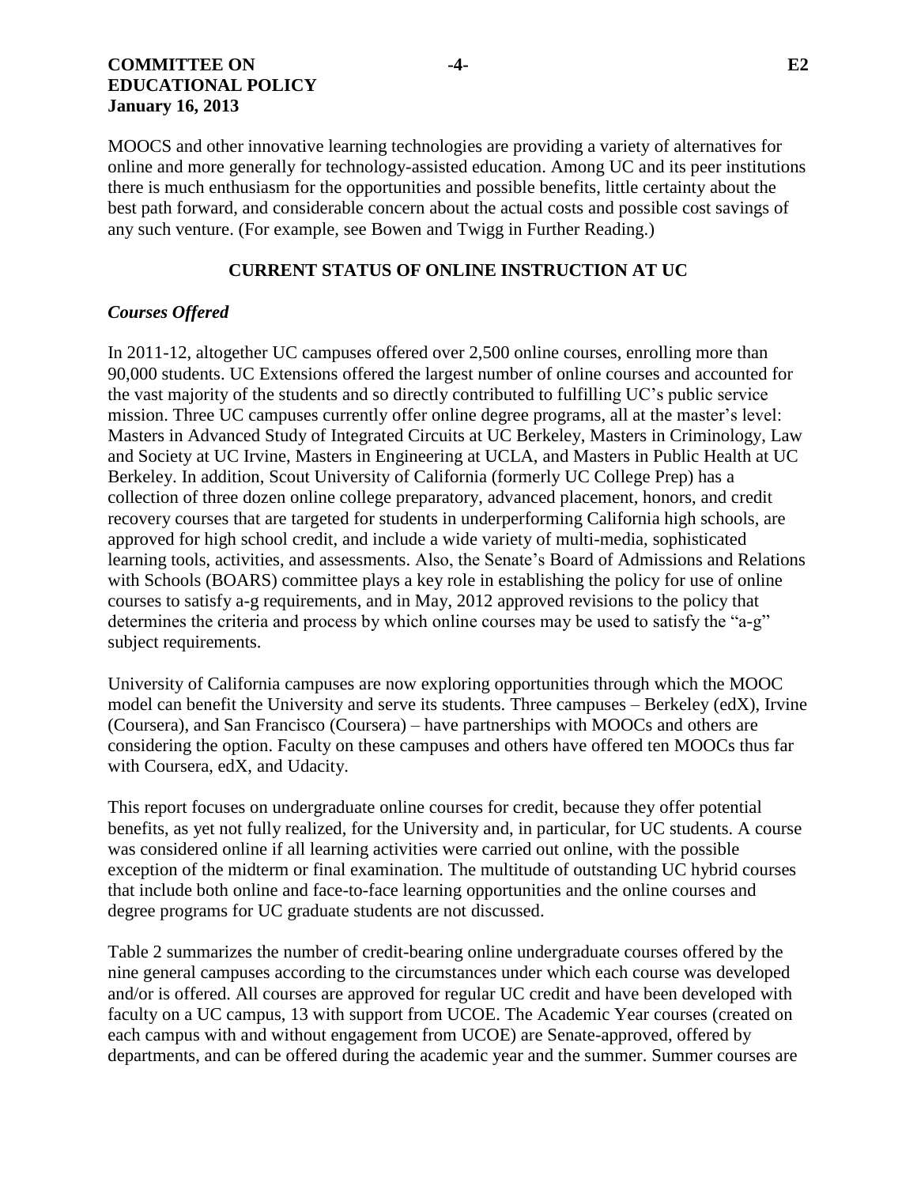MOOCS and other innovative learning technologies are providing a variety of alternatives for online and more generally for technology-assisted education. Among UC and its peer institutions there is much enthusiasm for the opportunities and possible benefits, little certainty about the best path forward, and considerable concern about the actual costs and possible cost savings of any such venture. (For example, see Bowen and Twigg in Further Reading.)

## CURRENT STATUS OF ONLINE INSTRUCTION AT UC

### *Courses Offered*

In 2011-12, altogether UC campuses offered over 2,500 online courses, enrolling more than 90,000 students. UC Extensions offered the largest number of online courses and accounted for the vast majority of the students and so directly contributed to fulfilling UC's public service mission. Three UC campuses currently offer online degree programs, all at the master's level: Masters in Advanced Study of Integrated Circuits at UC Berkeley, Masters in Criminology, Law and Society at UC Irvine, Masters in Engineering at UCLA, and Masters in Public Health at UC Berkeley. In addition, Scout University of California (formerly UC College Prep) has a collection of three dozen online college preparatory, advanced placement, honors, and credit recovery courses that are targeted for students in underperforming California high schools, are approved for high school credit, and include a wide variety of multi-media, sophisticated learning tools, activities, and assessments. Also, the Senate's Board of Admissions and Relations with Schools (BOARS) committee plays a key role in establishing the policy for use of online courses to satisfy a-g requirements, and in May, 2012 approved revisions to the policy that determines the criteria and process by which online courses may be used to satisfy the "a-g" subject requirements.

University of California campuses are now exploring opportunities through which the MOOC model can benefit the University and serve its students. Three campuses – Berkeley (edX), Irvine (Coursera), and San Francisco (Coursera) – have partnerships with MOOCs and others are considering the option. Faculty on these campuses and others have offered ten MOOCs thus far with Coursera, edX, and Udacity.

This report focuses on undergraduate online courses for credit, because they offer potential benefits, as yet not fully realized, for the University and, in particular, for UC students. A course was considered online if all learning activities were carried out online, with the possible exception of the midterm or final examination. The multitude of outstanding UC hybrid courses that include both online and face-to-face learning opportunities and the online courses and degree programs for UC graduate students are not discussed.

Table 2 summarizes the number of credit-bearing online undergraduate courses offered by the nine general campuses according to the circumstances under which each course was developed and/or is offered. All courses are approved for regular UC credit and have been developed with faculty on a UC campus, 13 with support from UCOE. The Academic Year courses (created on each campus with and without engagement from UCOE) are Senate-approved, offered by departments, and can be offered during the academic year and the summer. Summer courses are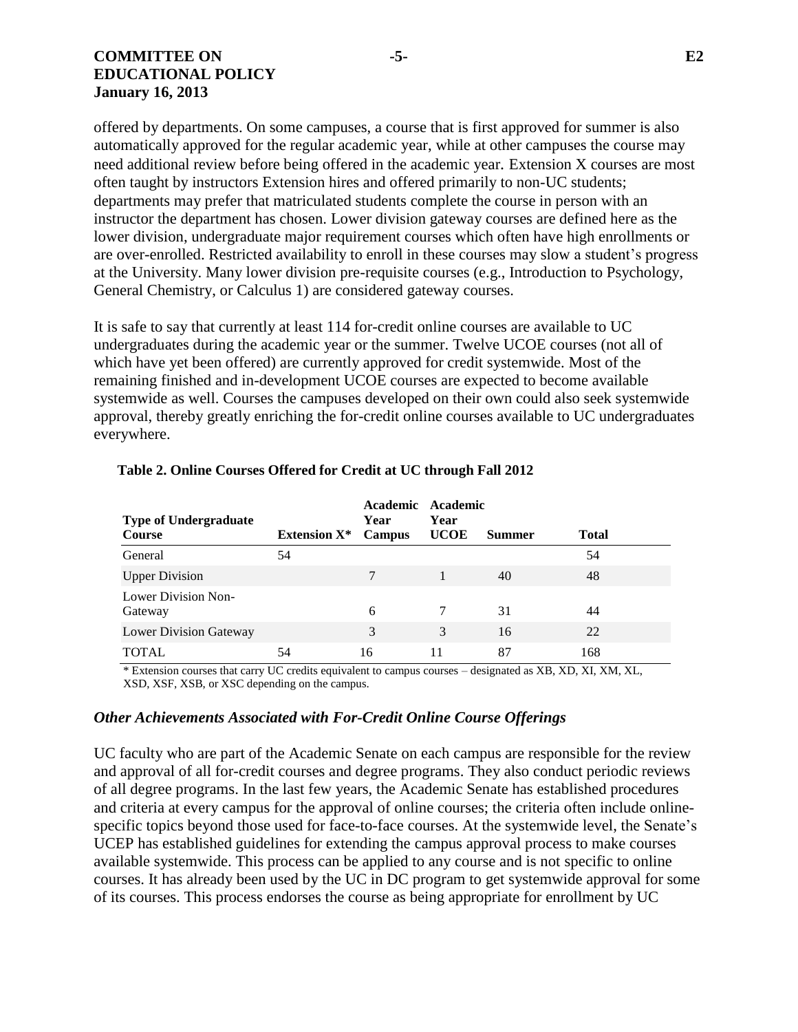offered by departments. On some campuses, a course that is first approved for summer is also automatically approved for the regular academic year, while at other campuses the course may need additional review before being offered in the academic year. Extension X courses are most often taught by instructors Extension hires and offered primarily to non-UC students; departments may prefer that matriculated students complete the course in person with an instructor the department has chosen. Lower division gateway courses are defined here as the lower division, undergraduate major requirement courses which often have high enrollments or are over-enrolled. Restricted availability to enroll in these courses may slow a student's progress at the University. Many lower division pre-requisite courses (e.g., Introduction to Psychology, General Chemistry, or Calculus 1) are considered gateway courses.

It is safe to say that currently at least 114 for-credit online courses are available to UC undergraduates during the academic year or the summer. Twelve UCOE courses (not all of which have yet been offered) are currently approved for credit systemwide. Most of the remaining finished and in-development UCOE courses are expected to become available systemwide as well. Courses the campuses developed on their own could also seek systemwide approval, thereby greatly enriching the for-credit online courses available to UC undergraduates everywhere.

**Table 2. Online Courses Offered for Credit at UC through Fall 2012**

| Type of Undergraduate Course | Extension X* | Academic Year Campus | Academic Year UCOE | Summer | Total |
|---|---|---|---|---|---|
| General | 54 | | | | 54 |
| Upper Division | | 7 | 1 | 40 | 48 |
| Lower Division Non-Gateway | | 6 | 7 | 31 | 44 |
| Lower Division Gateway | | 3 | 3 | 16 | 22 |
| TOTAL | 54 | 16 | 11 | 87 | 168 |

\* Extension courses that carry UC credits equivalent to campus courses – designated as XB, XD, XI, XM, XL, XSD, XSF, XSB, or XSC depending on the campus.

### *Other Achievements Associated with For-Credit Online Course Offerings*

UC faculty who are part of the Academic Senate on each campus are responsible for the review and approval of all for-credit courses and degree programs. They also conduct periodic reviews of all degree programs. In the last few years, the Academic Senate has established procedures and criteria at every campus for the approval of online courses; the criteria often include online-specific topics beyond those used for face-to-face courses. At the systemwide level, the Senate's UCEP has established guidelines for extending the campus approval process to make courses available systemwide. This process can be applied to any course and is not specific to online courses. It has already been used by the UC in DC program to get systemwide approval for some of its courses. This process endorses the course as being appropriate for enrollment by UC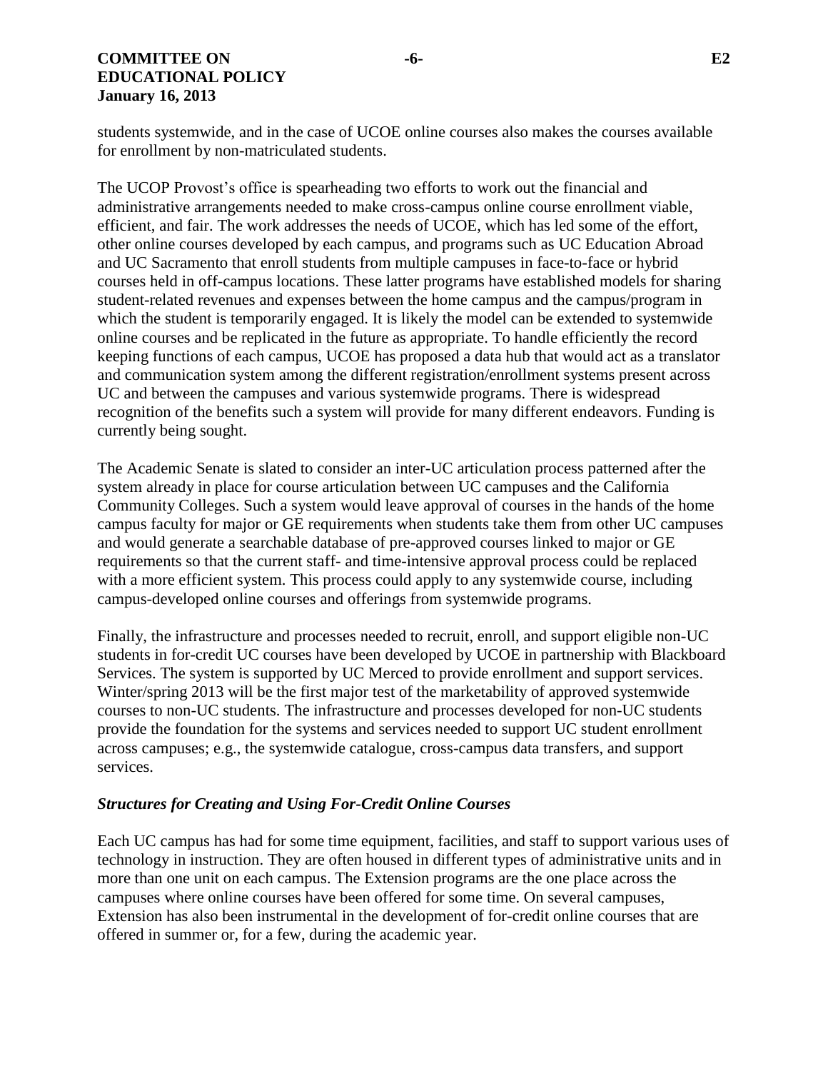students systemwide, and in the case of UCOE online courses also makes the courses available for enrollment by non-matriculated students.

The UCOP Provost's office is spearheading two efforts to work out the financial and administrative arrangements needed to make cross-campus online course enrollment viable, efficient, and fair. The work addresses the needs of UCOE, which has led some of the effort, other online courses developed by each campus, and programs such as UC Education Abroad and UC Sacramento that enroll students from multiple campuses in face-to-face or hybrid courses held in off-campus locations. These latter programs have established models for sharing student-related revenues and expenses between the home campus and the campus/program in which the student is temporarily engaged. It is likely the model can be extended to systemwide online courses and be replicated in the future as appropriate. To handle efficiently the record keeping functions of each campus, UCOE has proposed a data hub that would act as a translator and communication system among the different registration/enrollment systems present across UC and between the campuses and various systemwide programs. There is widespread recognition of the benefits such a system will provide for many different endeavors. Funding is currently being sought.

The Academic Senate is slated to consider an inter-UC articulation process patterned after the system already in place for course articulation between UC campuses and the California Community Colleges. Such a system would leave approval of courses in the hands of the home campus faculty for major or GE requirements when students take them from other UC campuses and would generate a searchable database of pre-approved courses linked to major or GE requirements so that the current staff- and time-intensive approval process could be replaced with a more efficient system. This process could apply to any systemwide course, including campus-developed online courses and offerings from systemwide programs.

Finally, the infrastructure and processes needed to recruit, enroll, and support eligible non-UC students in for-credit UC courses have been developed by UCOE in partnership with Blackboard Services. The system is supported by UC Merced to provide enrollment and support services. Winter/spring 2013 will be the first major test of the marketability of approved systemwide courses to non-UC students. The infrastructure and processes developed for non-UC students provide the foundation for the systems and services needed to support UC student enrollment across campuses; e.g., the systemwide catalogue, cross-campus data transfers, and support services.

### *Structures for Creating and Using For-Credit Online Courses*

Each UC campus has had for some time equipment, facilities, and staff to support various uses of technology in instruction. They are often housed in different types of administrative units and in more than one unit on each campus. The Extension programs are the one place across the campuses where online courses have been offered for some time. On several campuses, Extension has also been instrumental in the development of for-credit online courses that are offered in summer or, for a few, during the academic year.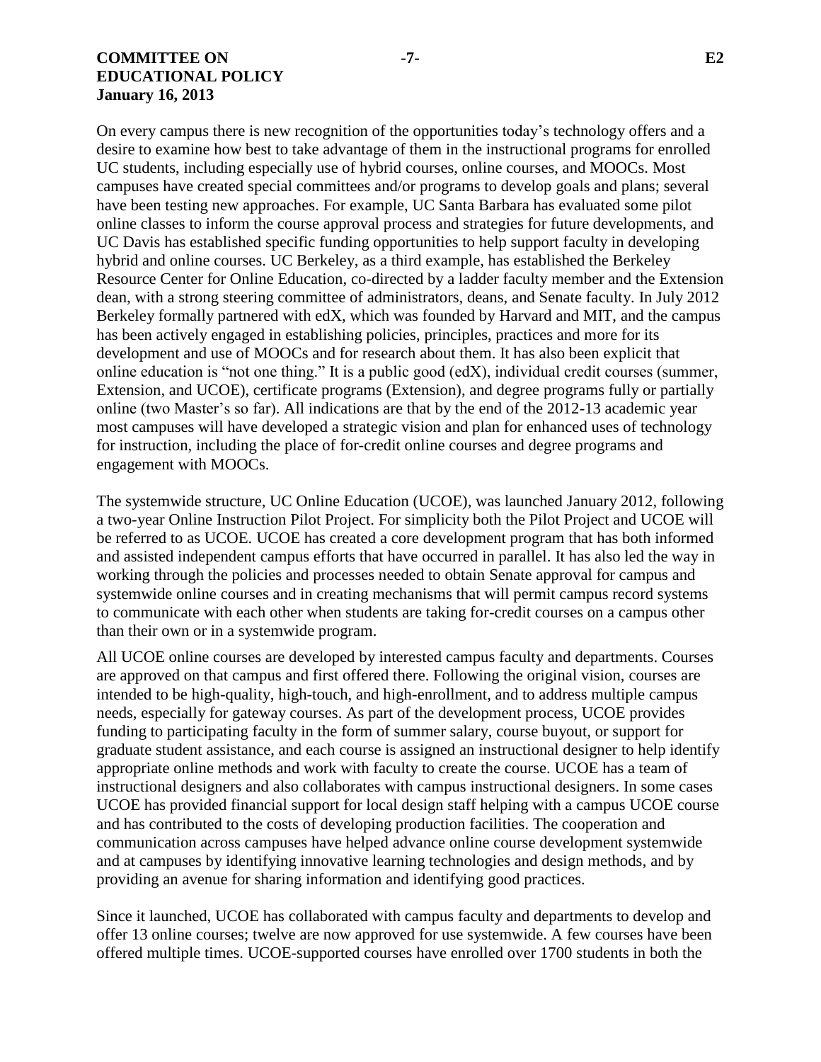On every campus there is new recognition of the opportunities today's technology offers and a desire to examine how best to take advantage of them in the instructional programs for enrolled UC students, including especially use of hybrid courses, online courses, and MOOCs. Most campuses have created special committees and/or programs to develop goals and plans; several have been testing new approaches. For example, UC Santa Barbara has evaluated some pilot online classes to inform the course approval process and strategies for future developments, and UC Davis has established specific funding opportunities to help support faculty in developing hybrid and online courses. UC Berkeley, as a third example, has established the Berkeley Resource Center for Online Education, co-directed by a ladder faculty member and the Extension dean, with a strong steering committee of administrators, deans, and Senate faculty. In July 2012 Berkeley formally partnered with edX, which was founded by Harvard and MIT, and the campus has been actively engaged in establishing policies, principles, practices and more for its development and use of MOOCs and for research about them. It has also been explicit that online education is "not one thing." It is a public good (edX), individual credit courses (summer, Extension, and UCOE), certificate programs (Extension), and degree programs fully or partially online (two Master's so far). All indications are that by the end of the 2012-13 academic year most campuses will have developed a strategic vision and plan for enhanced uses of technology for instruction, including the place of for-credit online courses and degree programs and engagement with MOOCs.

The systemwide structure, UC Online Education (UCOE), was launched January 2012, following a two-year Online Instruction Pilot Project. For simplicity both the Pilot Project and UCOE will be referred to as UCOE. UCOE has created a core development program that has both informed and assisted independent campus efforts that have occurred in parallel. It has also led the way in working through the policies and processes needed to obtain Senate approval for campus and systemwide online courses and in creating mechanisms that will permit campus record systems to communicate with each other when students are taking for-credit courses on a campus other than their own or in a systemwide program.

All UCOE online courses are developed by interested campus faculty and departments. Courses are approved on that campus and first offered there. Following the original vision, courses are intended to be high-quality, high-touch, and high-enrollment, and to address multiple campus needs, especially for gateway courses. As part of the development process, UCOE provides funding to participating faculty in the form of summer salary, course buyout, or support for graduate student assistance, and each course is assigned an instructional designer to help identify appropriate online methods and work with faculty to create the course. UCOE has a team of instructional designers and also collaborates with campus instructional designers. In some cases UCOE has provided financial support for local design staff helping with a campus UCOE course and has contributed to the costs of developing production facilities. The cooperation and communication across campuses have helped advance online course development systemwide and at campuses by identifying innovative learning technologies and design methods, and by providing an avenue for sharing information and identifying good practices.

Since it launched, UCOE has collaborated with campus faculty and departments to develop and offer 13 online courses; twelve are now approved for use systemwide. A few courses have been offered multiple times. UCOE-supported courses have enrolled over 1700 students in both the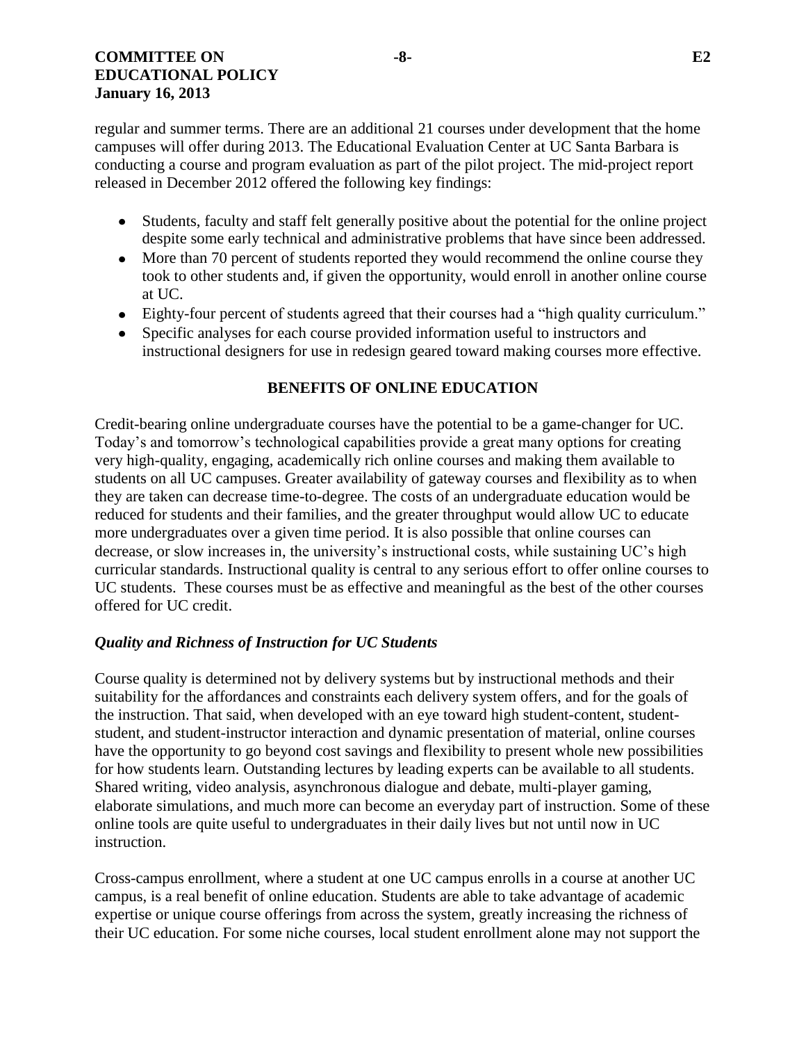regular and summer terms. There are an additional 21 courses under development that the home campuses will offer during 2013. The Educational Evaluation Center at UC Santa Barbara is conducting a course and program evaluation as part of the pilot project. The mid-project report released in December 2012 offered the following key findings:

- Students, faculty and staff felt generally positive about the potential for the online project despite some early technical and administrative problems that have since been addressed.
- More than 70 percent of students reported they would recommend the online course they took to other students and, if given the opportunity, would enroll in another online course at UC.
- Eighty-four percent of students agreed that their courses had a "high quality curriculum."
- Specific analyses for each course provided information useful to instructors and instructional designers for use in redesign geared toward making courses more effective.

## BENEFITS OF ONLINE EDUCATION

Credit-bearing online undergraduate courses have the potential to be a game-changer for UC. Today's and tomorrow's technological capabilities provide a great many options for creating very high-quality, engaging, academically rich online courses and making them available to students on all UC campuses. Greater availability of gateway courses and flexibility as to when they are taken can decrease time-to-degree. The costs of an undergraduate education would be reduced for students and their families, and the greater throughput would allow UC to educate more undergraduates over a given time period. It is also possible that online courses can decrease, or slow increases in, the university's instructional costs, while sustaining UC's high curricular standards. Instructional quality is central to any serious effort to offer online courses to UC students. These courses must be as effective and meaningful as the best of the other courses offered for UC credit.

### *Quality and Richness of Instruction for UC Students*

Course quality is determined not by delivery systems but by instructional methods and their suitability for the affordances and constraints each delivery system offers, and for the goals of the instruction. That said, when developed with an eye toward high student-content, student-student, and student-instructor interaction and dynamic presentation of material, online courses have the opportunity to go beyond cost savings and flexibility to present whole new possibilities for how students learn. Outstanding lectures by leading experts can be available to all students. Shared writing, video analysis, asynchronous dialogue and debate, multi-player gaming, elaborate simulations, and much more can become an everyday part of instruction. Some of these online tools are quite useful to undergraduates in their daily lives but not until now in UC instruction.

Cross-campus enrollment, where a student at one UC campus enrolls in a course at another UC campus, is a real benefit of online education. Students are able to take advantage of academic expertise or unique course offerings from across the system, greatly increasing the richness of their UC education. For some niche courses, local student enrollment alone may not support the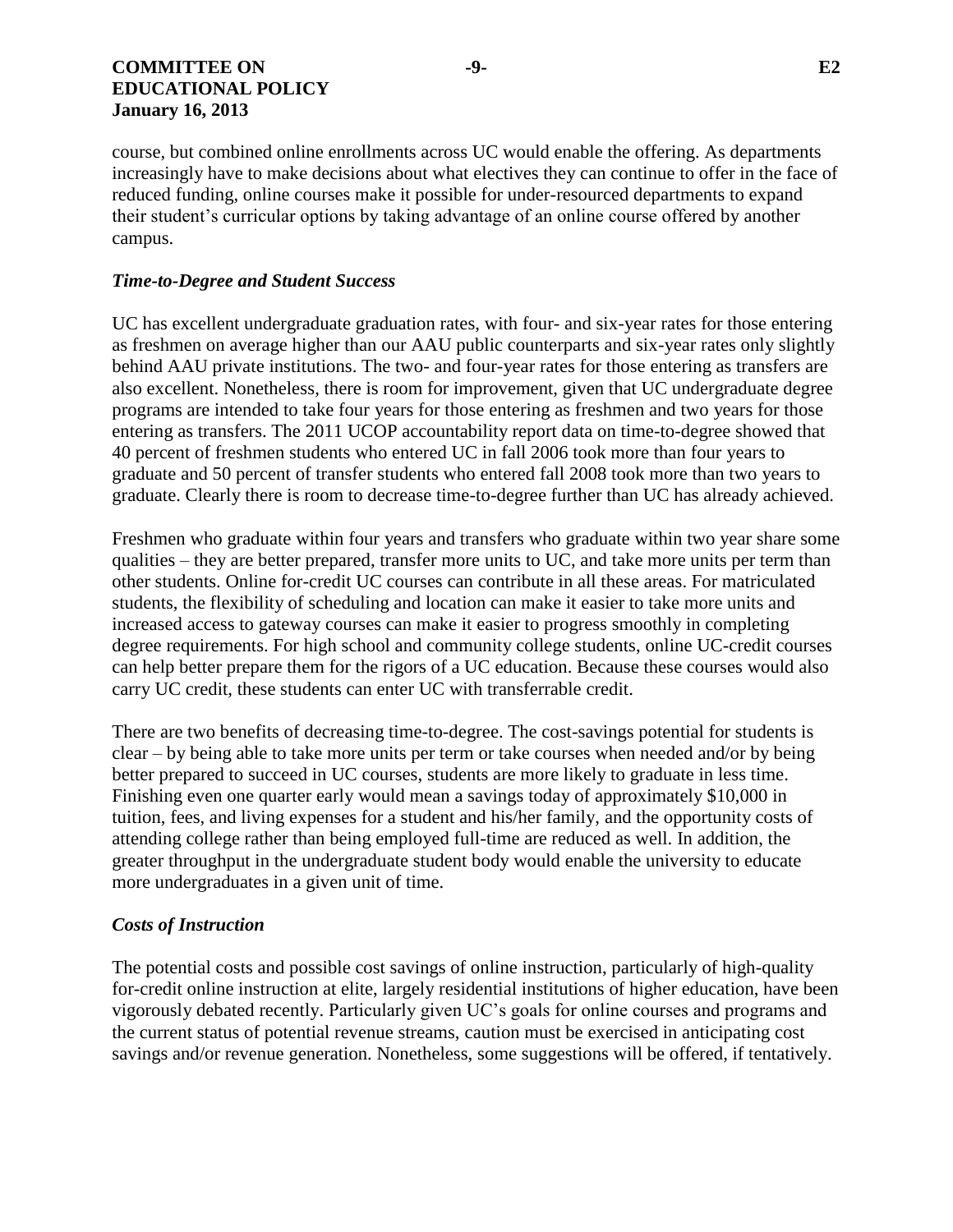course, but combined online enrollments across UC would enable the offering. As departments increasingly have to make decisions about what electives they can continue to offer in the face of reduced funding, online courses make it possible for under-resourced departments to expand their student's curricular options by taking advantage of an online course offered by another campus.

### *Time-to-Degree and Student Success*

UC has excellent undergraduate graduation rates, with four- and six-year rates for those entering as freshmen on average higher than our AAU public counterparts and six-year rates only slightly behind AAU private institutions. The two- and four-year rates for those entering as transfers are also excellent. Nonetheless, there is room for improvement, given that UC undergraduate degree programs are intended to take four years for those entering as freshmen and two years for those entering as transfers. The 2011 UCOP accountability report data on time-to-degree showed that 40 percent of freshmen students who entered UC in fall 2006 took more than four years to graduate and 50 percent of transfer students who entered fall 2008 took more than two years to graduate. Clearly there is room to decrease time-to-degree further than UC has already achieved.

Freshmen who graduate within four years and transfers who graduate within two year share some qualities – they are better prepared, transfer more units to UC, and take more units per term than other students. Online for-credit UC courses can contribute in all these areas. For matriculated students, the flexibility of scheduling and location can make it easier to take more units and increased access to gateway courses can make it easier to progress smoothly in completing degree requirements. For high school and community college students, online UC-credit courses can help better prepare them for the rigors of a UC education. Because these courses would also carry UC credit, these students can enter UC with transferrable credit.

There are two benefits of decreasing time-to-degree. The cost-savings potential for students is clear – by being able to take more units per term or take courses when needed and/or by being better prepared to succeed in UC courses, students are more likely to graduate in less time. Finishing even one quarter early would mean a savings today of approximately $10,000 in tuition, fees, and living expenses for a student and his/her family, and the opportunity costs of attending college rather than being employed full-time are reduced as well. In addition, the greater throughput in the undergraduate student body would enable the university to educate more undergraduates in a given unit of time.

### *Costs of Instruction*

The potential costs and possible cost savings of online instruction, particularly of high-quality for-credit online instruction at elite, largely residential institutions of higher education, have been vigorously debated recently. Particularly given UC's goals for online courses and programs and the current status of potential revenue streams, caution must be exercised in anticipating cost savings and/or revenue generation. Nonetheless, some suggestions will be offered, if tentatively.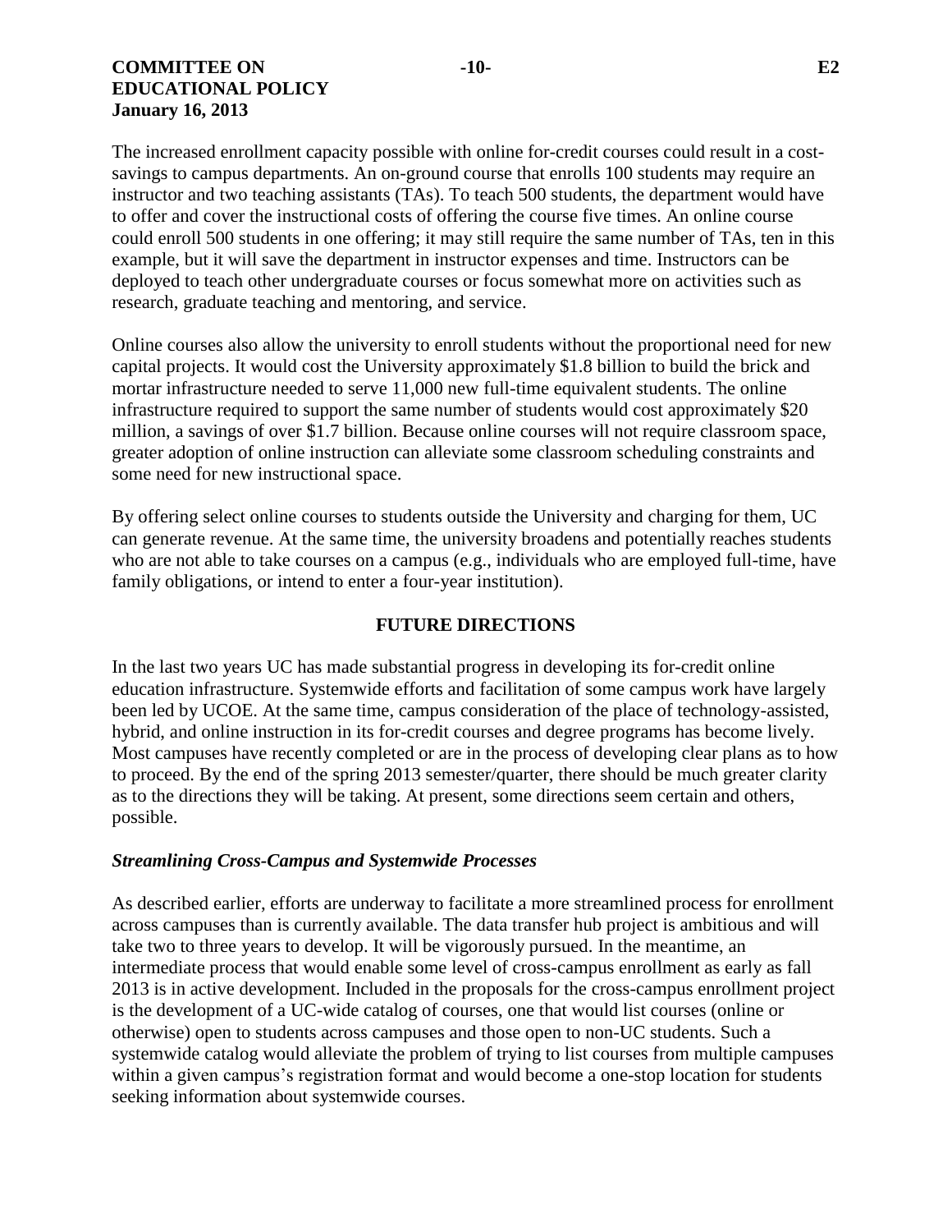The increased enrollment capacity possible with online for-credit courses could result in a cost-savings to campus departments. An on-ground course that enrolls 100 students may require an instructor and two teaching assistants (TAs). To teach 500 students, the department would have to offer and cover the instructional costs of offering the course five times. An online course could enroll 500 students in one offering; it may still require the same number of TAs, ten in this example, but it will save the department in instructor expenses and time. Instructors can be deployed to teach other undergraduate courses or focus somewhat more on activities such as research, graduate teaching and mentoring, and service.

Online courses also allow the university to enroll students without the proportional need for new capital projects. It would cost the University approximately $1.8 billion to build the brick and mortar infrastructure needed to serve 11,000 new full-time equivalent students. The online infrastructure required to support the same number of students would cost approximately $20 million, a savings of over $1.7 billion. Because online courses will not require classroom space, greater adoption of online instruction can alleviate some classroom scheduling constraints and some need for new instructional space.

By offering select online courses to students outside the University and charging for them, UC can generate revenue. At the same time, the university broadens and potentially reaches students who are not able to take courses on a campus (e.g., individuals who are employed full-time, have family obligations, or intend to enter a four-year institution).

## FUTURE DIRECTIONS

In the last two years UC has made substantial progress in developing its for-credit online education infrastructure. Systemwide efforts and facilitation of some campus work have largely been led by UCOE. At the same time, campus consideration of the place of technology-assisted, hybrid, and online instruction in its for-credit courses and degree programs has become lively. Most campuses have recently completed or are in the process of developing clear plans as to how to proceed. By the end of the spring 2013 semester/quarter, there should be much greater clarity as to the directions they will be taking. At present, some directions seem certain and others, possible.

### *Streamlining Cross-Campus and Systemwide Processes*

As described earlier, efforts are underway to facilitate a more streamlined process for enrollment across campuses than is currently available. The data transfer hub project is ambitious and will take two to three years to develop. It will be vigorously pursued. In the meantime, an intermediate process that would enable some level of cross-campus enrollment as early as fall 2013 is in active development. Included in the proposals for the cross-campus enrollment project is the development of a UC-wide catalog of courses, one that would list courses (online or otherwise) open to students across campuses and those open to non-UC students. Such a systemwide catalog would alleviate the problem of trying to list courses from multiple campuses within a given campus's registration format and would become a one-stop location for students seeking information about systemwide courses.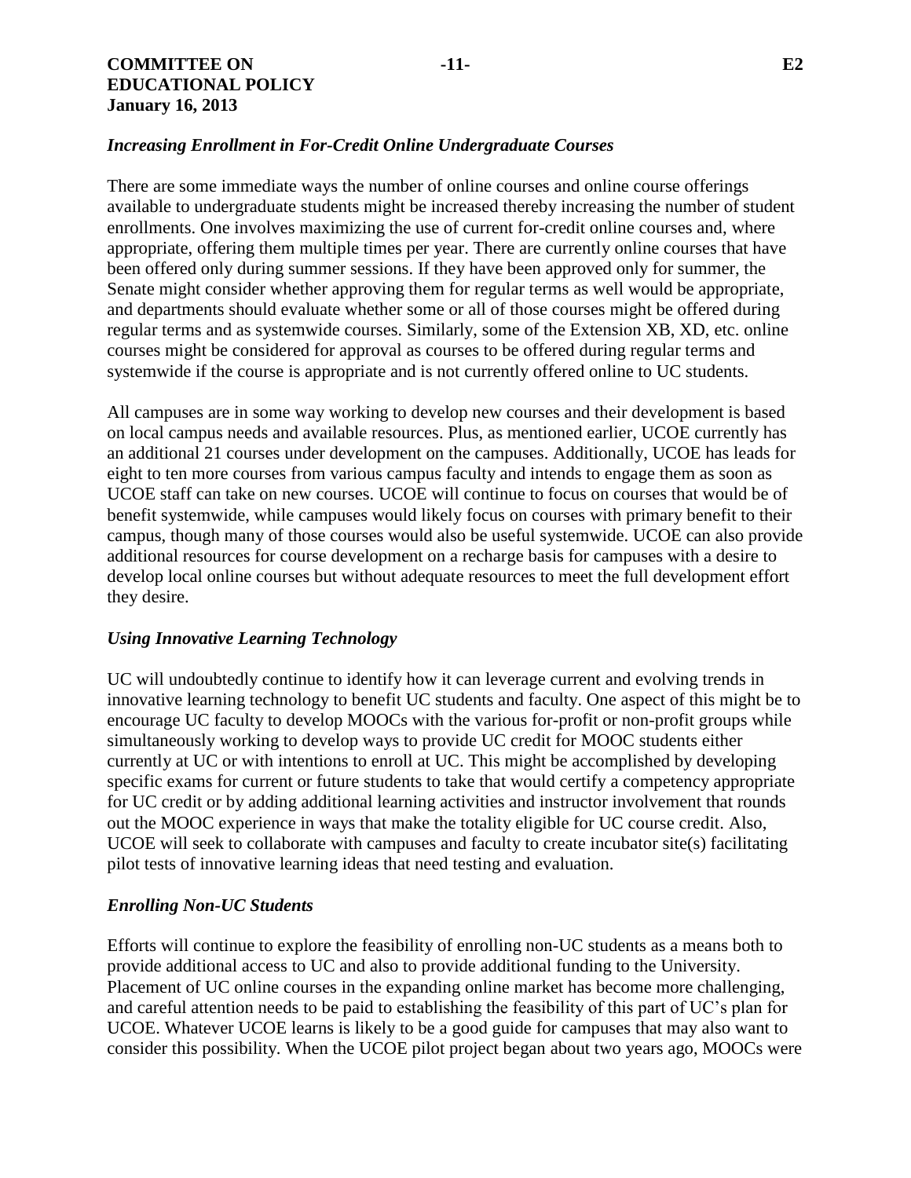*Increasing Enrollment in For-Credit Online Undergraduate Courses*

There are some immediate ways the number of online courses and online course offerings available to undergraduate students might be increased thereby increasing the number of student enrollments. One involves maximizing the use of current for-credit online courses and, where appropriate, offering them multiple times per year. There are currently online courses that have been offered only during summer sessions. If they have been approved only for summer, the Senate might consider whether approving them for regular terms as well would be appropriate, and departments should evaluate whether some or all of those courses might be offered during regular terms and as systemwide courses. Similarly, some of the Extension XB, XD, etc. online courses might be considered for approval as courses to be offered during regular terms and systemwide if the course is appropriate and is not currently offered online to UC students.

All campuses are in some way working to develop new courses and their development is based on local campus needs and available resources. Plus, as mentioned earlier, UCOE currently has an additional 21 courses under development on the campuses. Additionally, UCOE has leads for eight to ten more courses from various campus faculty and intends to engage them as soon as UCOE staff can take on new courses. UCOE will continue to focus on courses that would be of benefit systemwide, while campuses would likely focus on courses with primary benefit to their campus, though many of those courses would also be useful systemwide. UCOE can also provide additional resources for course development on a recharge basis for campuses with a desire to develop local online courses but without adequate resources to meet the full development effort they desire.

*Using Innovative Learning Technology*

UC will undoubtedly continue to identify how it can leverage current and evolving trends in innovative learning technology to benefit UC students and faculty. One aspect of this might be to encourage UC faculty to develop MOOCs with the various for-profit or non-profit groups while simultaneously working to develop ways to provide UC credit for MOOC students either currently at UC or with intentions to enroll at UC. This might be accomplished by developing specific exams for current or future students to take that would certify a competency appropriate for UC credit or by adding additional learning activities and instructor involvement that rounds out the MOOC experience in ways that make the totality eligible for UC course credit. Also, UCOE will seek to collaborate with campuses and faculty to create incubator site(s) facilitating pilot tests of innovative learning ideas that need testing and evaluation.

*Enrolling Non-UC Students*

Efforts will continue to explore the feasibility of enrolling non-UC students as a means both to provide additional access to UC and also to provide additional funding to the University. Placement of UC online courses in the expanding online market has become more challenging, and careful attention needs to be paid to establishing the feasibility of this part of UC's plan for UCOE. Whatever UCOE learns is likely to be a good guide for campuses that may also want to consider this possibility. When the UCOE pilot project began about two years ago, MOOCs were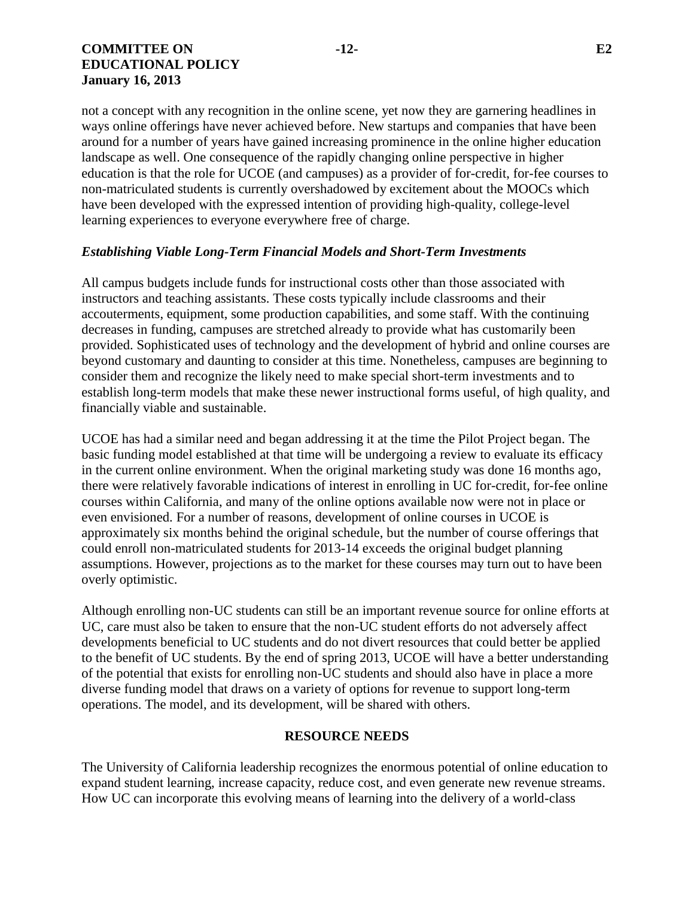not a concept with any recognition in the online scene, yet now they are garnering headlines in ways online offerings have never achieved before. New startups and companies that have been around for a number of years have gained increasing prominence in the online higher education landscape as well. One consequence of the rapidly changing online perspective in higher education is that the role for UCOE (and campuses) as a provider of for-credit, for-fee courses to non-matriculated students is currently overshadowed by excitement about the MOOCs which have been developed with the expressed intention of providing high-quality, college-level learning experiences to everyone everywhere free of charge.

### *Establishing Viable Long-Term Financial Models and Short-Term Investments*

All campus budgets include funds for instructional costs other than those associated with instructors and teaching assistants. These costs typically include classrooms and their accouterments, equipment, some production capabilities, and some staff. With the continuing decreases in funding, campuses are stretched already to provide what has customarily been provided. Sophisticated uses of technology and the development of hybrid and online courses are beyond customary and daunting to consider at this time. Nonetheless, campuses are beginning to consider them and recognize the likely need to make special short-term investments and to establish long-term models that make these newer instructional forms useful, of high quality, and financially viable and sustainable.

UCOE has had a similar need and began addressing it at the time the Pilot Project began. The basic funding model established at that time will be undergoing a review to evaluate its efficacy in the current online environment. When the original marketing study was done 16 months ago, there were relatively favorable indications of interest in enrolling in UC for-credit, for-fee online courses within California, and many of the online options available now were not in place or even envisioned. For a number of reasons, development of online courses in UCOE is approximately six months behind the original schedule, but the number of course offerings that could enroll non-matriculated students for 2013-14 exceeds the original budget planning assumptions. However, projections as to the market for these courses may turn out to have been overly optimistic.

Although enrolling non-UC students can still be an important revenue source for online efforts at UC, care must also be taken to ensure that the non-UC student efforts do not adversely affect developments beneficial to UC students and do not divert resources that could better be applied to the benefit of UC students. By the end of spring 2013, UCOE will have a better understanding of the potential that exists for enrolling non-UC students and should also have in place a more diverse funding model that draws on a variety of options for revenue to support long-term operations. The model, and its development, will be shared with others.

## RESOURCE NEEDS

The University of California leadership recognizes the enormous potential of online education to expand student learning, increase capacity, reduce cost, and even generate new revenue streams. How UC can incorporate this evolving means of learning into the delivery of a world-class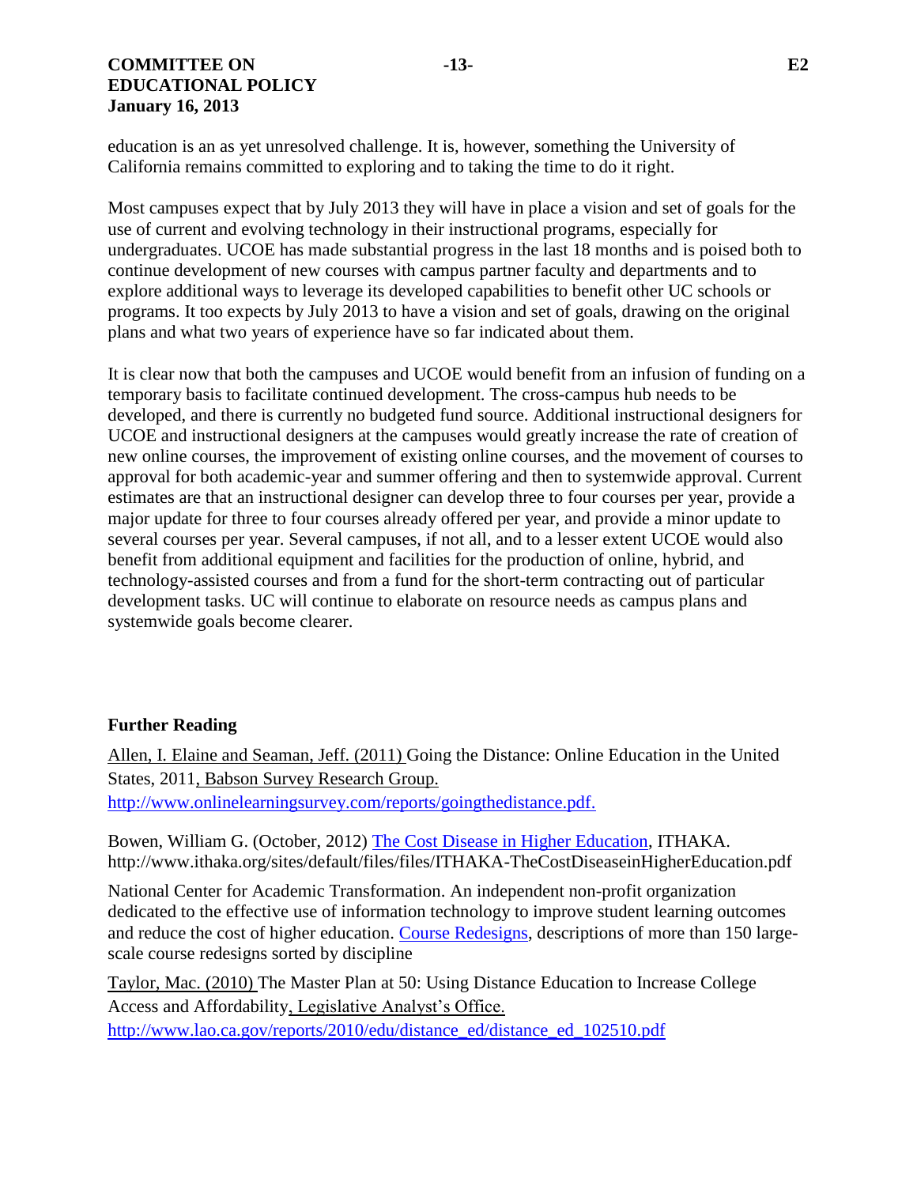education is an as yet unresolved challenge. It is, however, something the University of California remains committed to exploring and to taking the time to do it right.

Most campuses expect that by July 2013 they will have in place a vision and set of goals for the use of current and evolving technology in their instructional programs, especially for undergraduates. UCOE has made substantial progress in the last 18 months and is poised both to continue development of new courses with campus partner faculty and departments and to explore additional ways to leverage its developed capabilities to benefit other UC schools or programs. It too expects by July 2013 to have a vision and set of goals, drawing on the original plans and what two years of experience have so far indicated about them.

It is clear now that both the campuses and UCOE would benefit from an infusion of funding on a temporary basis to facilitate continued development. The cross-campus hub needs to be developed, and there is currently no budgeted fund source. Additional instructional designers for UCOE and instructional designers at the campuses would greatly increase the rate of creation of new online courses, the improvement of existing online courses, and the movement of courses to approval for both academic-year and summer offering and then to systemwide approval. Current estimates are that an instructional designer can develop three to four courses per year, provide a major update for three to four courses already offered per year, and provide a minor update to several courses per year. Several campuses, if not all, and to a lesser extent UCOE would also benefit from additional equipment and facilities for the production of online, hybrid, and technology-assisted courses and from a fund for the short-term contracting out of particular development tasks. UC will continue to elaborate on resource needs as campus plans and systemwide goals become clearer.

**Further Reading**

Allen, I. Elaine and Seaman, Jeff. (2011) Going the Distance: Online Education in the United States, 2011, Babson Survey Research Group. http://www.onlinelearningsurvey.com/reports/goingthedistance.pdf.

Bowen, William G. (October, 2012) The Cost Disease in Higher Education, ITHAKA. http://www.ithaka.org/sites/default/files/files/ITHAKA-TheCostDiseaseinHigherEducation.pdf

National Center for Academic Transformation. An independent non-profit organization dedicated to the effective use of information technology to improve student learning outcomes and reduce the cost of higher education. Course Redesigns, descriptions of more than 150 large-scale course redesigns sorted by discipline

Taylor, Mac. (2010) The Master Plan at 50: Using Distance Education to Increase College Access and Affordability, Legislative Analyst's Office. http://www.lao.ca.gov/reports/2010/edu/distance_ed/distance_ed_102510.pdf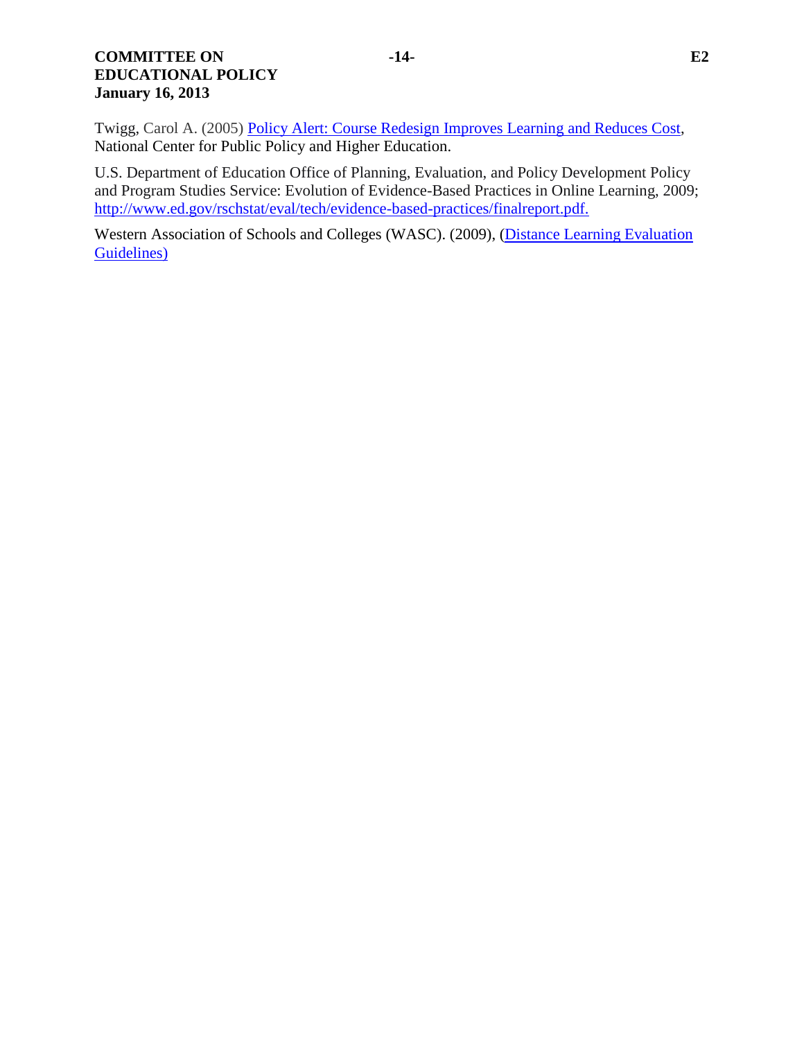Twigg, Carol A. (2005) Policy Alert: Course Redesign Improves Learning and Reduces Cost, National Center for Public Policy and Higher Education.

U.S. Department of Education Office of Planning, Evaluation, and Policy Development Policy and Program Studies Service: Evolution of Evidence-Based Practices in Online Learning, 2009; http://www.ed.gov/rschstat/eval/tech/evidence-based-practices/finalreport.pdf.

Western Association of Schools and Colleges (WASC). (2009), (Distance Learning Evaluation Guidelines)